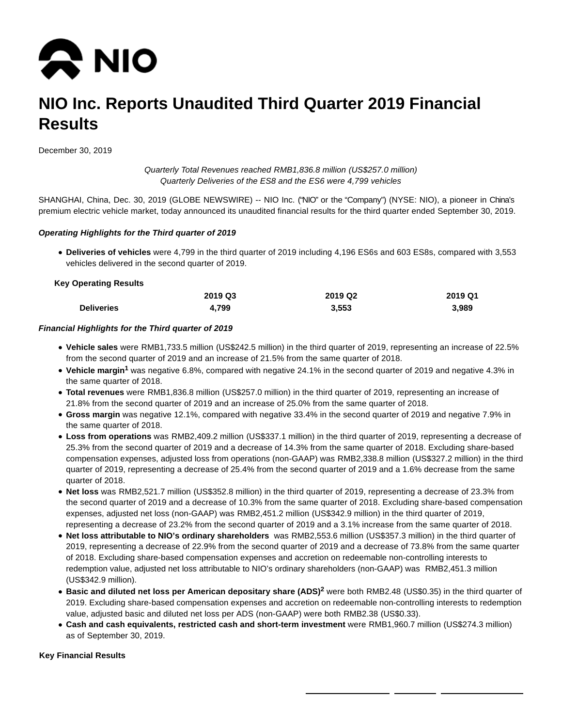# NIO Inc. Reports Unaudited Third Quarter 2019 Financial Results

December 30, 2019

*Quarterly Total Revenues reached RMB1,836.8 million (US$257.0 million)*
*Quarterly Deliveries of the ES8 and the ES6 were 4,799 vehicles*

SHANGHAI, China, Dec. 30, 2019 (GLOBE NEWSWIRE) -- NIO Inc. ("NIO" or the "Company") (NYSE: NIO), a pioneer in China's premium electric vehicle market, today announced its unaudited financial results for the third quarter ended September 30, 2019.

***Operating Highlights for the Third quarter of 2019***

- **Deliveries of vehicles** were 4,799 in the third quarter of 2019 including 4,196 ES6s and 603 ES8s, compared with 3,553 vehicles delivered in the second quarter of 2019.

**Key Operating Results**

| | 2019 Q3 | 2019 Q2 | 2019 Q1 |
|---|---|---|---|
| **Deliveries** | **4,799** | **3,553** | **3,989** |

***Financial Highlights for the Third quarter of 2019***

- **Vehicle sales** were RMB1,733.5 million (US$242.5 million) in the third quarter of 2019, representing an increase of 22.5% from the second quarter of 2019 and an increase of 21.5% from the same quarter of 2018.
- **Vehicle margin**[1] was negative 6.8%, compared with negative 24.1% in the second quarter of 2019 and negative 4.3% in the same quarter of 2018.
- **Total revenues** were RMB1,836.8 million (US$257.0 million) in the third quarter of 2019, representing an increase of 21.8% from the second quarter of 2019 and an increase of 25.0% from the same quarter of 2018.
- **Gross margin** was negative 12.1%, compared with negative 33.4% in the second quarter of 2019 and negative 7.9% in the same quarter of 2018.
- **Loss from operations** was RMB2,409.2 million (US$337.1 million) in the third quarter of 2019, representing a decrease of 25.3% from the second quarter of 2019 and a decrease of 14.3% from the same quarter of 2018. Excluding share-based compensation expenses, adjusted loss from operations (non-GAAP) was RMB2,338.8 million (US$327.2 million) in the third quarter of 2019, representing a decrease of 25.4% from the second quarter of 2019 and a 1.6% decrease from the same quarter of 2018.
- **Net loss** was RMB2,521.7 million (US$352.8 million) in the third quarter of 2019, representing a decrease of 23.3% from the second quarter of 2019 and a decrease of 10.3% from the same quarter of 2018. Excluding share-based compensation expenses, adjusted net loss (non-GAAP) was RMB2,451.2 million (US$342.9 million) in the third quarter of 2019, representing a decrease of 23.2% from the second quarter of 2019 and a 3.1% increase from the same quarter of 2018.
- **Net loss attributable to NIO's ordinary shareholders** was RMB2,553.6 million (US$357.3 million) in the third quarter of 2019, representing a decrease of 22.9% from the second quarter of 2019 and a decrease of 73.8% from the same quarter of 2018. Excluding share-based compensation expenses and accretion on redeemable non-controlling interests to redemption value, adjusted net loss attributable to NIO's ordinary shareholders (non-GAAP) was RMB2,451.3 million (US$342.9 million).
- **Basic and diluted net loss per American depositary share (ADS)**[2] were both RMB2.48 (US$0.35) in the third quarter of 2019. Excluding share-based compensation expenses and accretion on redeemable non-controlling interests to redemption value, adjusted basic and diluted net loss per ADS (non-GAAP) were both RMB2.38 (US$0.33).
- **Cash and cash equivalents, restricted cash and short-term investment** were RMB1,960.7 million (US$274.3 million) as of September 30, 2019.

**Key Financial Results**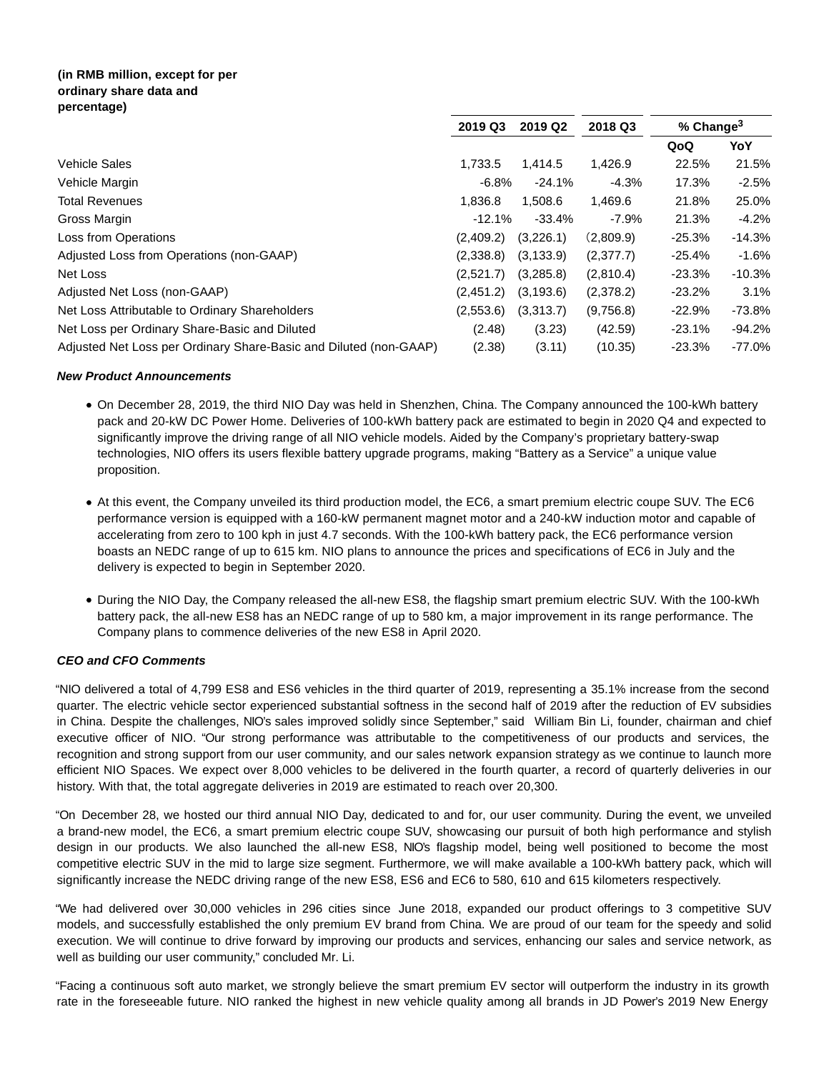| (in RMB million, except for per ordinary share data and percentage) | 2019 Q3 | 2019 Q2 | 2018 Q3 | % Change[3] | |
|---|---|---|---|---|---|
| | | | | QoQ | YoY |
| Vehicle Sales | 1,733.5 | 1,414.5 | 1,426.9 | 22.5% | 21.5% |
| Vehicle Margin | -6.8% | -24.1% | -4.3% | 17.3% | -2.5% |
| Total Revenues | 1,836.8 | 1,508.6 | 1,469.6 | 21.8% | 25.0% |
| Gross Margin | -12.1% | -33.4% | -7.9% | 21.3% | -4.2% |
| Loss from Operations | (2,409.2) | (3,226.1) | (2,809.9) | -25.3% | -14.3% |
| Adjusted Loss from Operations (non-GAAP) | (2,338.8) | (3,133.9) | (2,377.7) | -25.4% | -1.6% |
| Net Loss | (2,521.7) | (3,285.8) | (2,810.4) | -23.3% | -10.3% |
| Adjusted Net Loss (non-GAAP) | (2,451.2) | (3,193.6) | (2,378.2) | -23.2% | 3.1% |
| Net Loss Attributable to Ordinary Shareholders | (2,553.6) | (3,313.7) | (9,756.8) | -22.9% | -73.8% |
| Net Loss per Ordinary Share-Basic and Diluted | (2.48) | (3.23) | (42.59) | -23.1% | -94.2% |
| Adjusted Net Loss per Ordinary Share-Basic and Diluted (non-GAAP) | (2.38) | (3.11) | (10.35) | -23.3% | -77.0% |

***New Product Announcements***

- On December 28, 2019, the third NIO Day was held in Shenzhen, China. The Company announced the 100-kWh battery pack and 20-kW DC Power Home. Deliveries of 100-kWh battery pack are estimated to begin in 2020 Q4 and expected to significantly improve the driving range of all NIO vehicle models. Aided by the Company's proprietary battery-swap technologies, NIO offers its users flexible battery upgrade programs, making "Battery as a Service" a unique value proposition.

- At this event, the Company unveiled its third production model, the EC6, a smart premium electric coupe SUV. The EC6 performance version is equipped with a 160-kW permanent magnet motor and a 240-kW induction motor and capable of accelerating from zero to 100 kph in just 4.7 seconds. With the 100-kWh battery pack, the EC6 performance version boasts an NEDC range of up to 615 km. NIO plans to announce the prices and specifications of EC6 in July and the delivery is expected to begin in September 2020.

- During the NIO Day, the Company released the all-new ES8, the flagship smart premium electric SUV. With the 100-kWh battery pack, the all-new ES8 has an NEDC range of up to 580 km, a major improvement in its range performance. The Company plans to commence deliveries of the new ES8 in April 2020.

***CEO and CFO Comments***

"NIO delivered a total of 4,799 ES8 and ES6 vehicles in the third quarter of 2019, representing a 35.1% increase from the second quarter. The electric vehicle sector experienced substantial softness in the second half of 2019 after the reduction of EV subsidies in China. Despite the challenges, NIO's sales improved solidly since September," said William Bin Li, founder, chairman and chief executive officer of NIO. "Our strong performance was attributable to the competitiveness of our products and services, the recognition and strong support from our user community, and our sales network expansion strategy as we continue to launch more efficient NIO Spaces. We expect over 8,000 vehicles to be delivered in the fourth quarter, a record of quarterly deliveries in our history. With that, the total aggregate deliveries in 2019 are estimated to reach over 20,300.

"On December 28, we hosted our third annual NIO Day, dedicated to and for, our user community. During the event, we unveiled a brand-new model, the EC6, a smart premium electric coupe SUV, showcasing our pursuit of both high performance and stylish design in our products. We also launched the all-new ES8, NIO's flagship model, being well positioned to become the most competitive electric SUV in the mid to large size segment. Furthermore, we will make available a 100-kWh battery pack, which will significantly increase the NEDC driving range of the new ES8, ES6 and EC6 to 580, 610 and 615 kilometers respectively.

"We had delivered over 30,000 vehicles in 296 cities since June 2018, expanded our product offerings to 3 competitive SUV models, and successfully established the only premium EV brand from China. We are proud of our team for the speedy and solid execution. We will continue to drive forward by improving our products and services, enhancing our sales and service network, as well as building our user community," concluded Mr. Li.

"Facing a continuous soft auto market, we strongly believe the smart premium EV sector will outperform the industry in its growth rate in the foreseeable future. NIO ranked the highest in new vehicle quality among all brands in JD Power's 2019 New Energy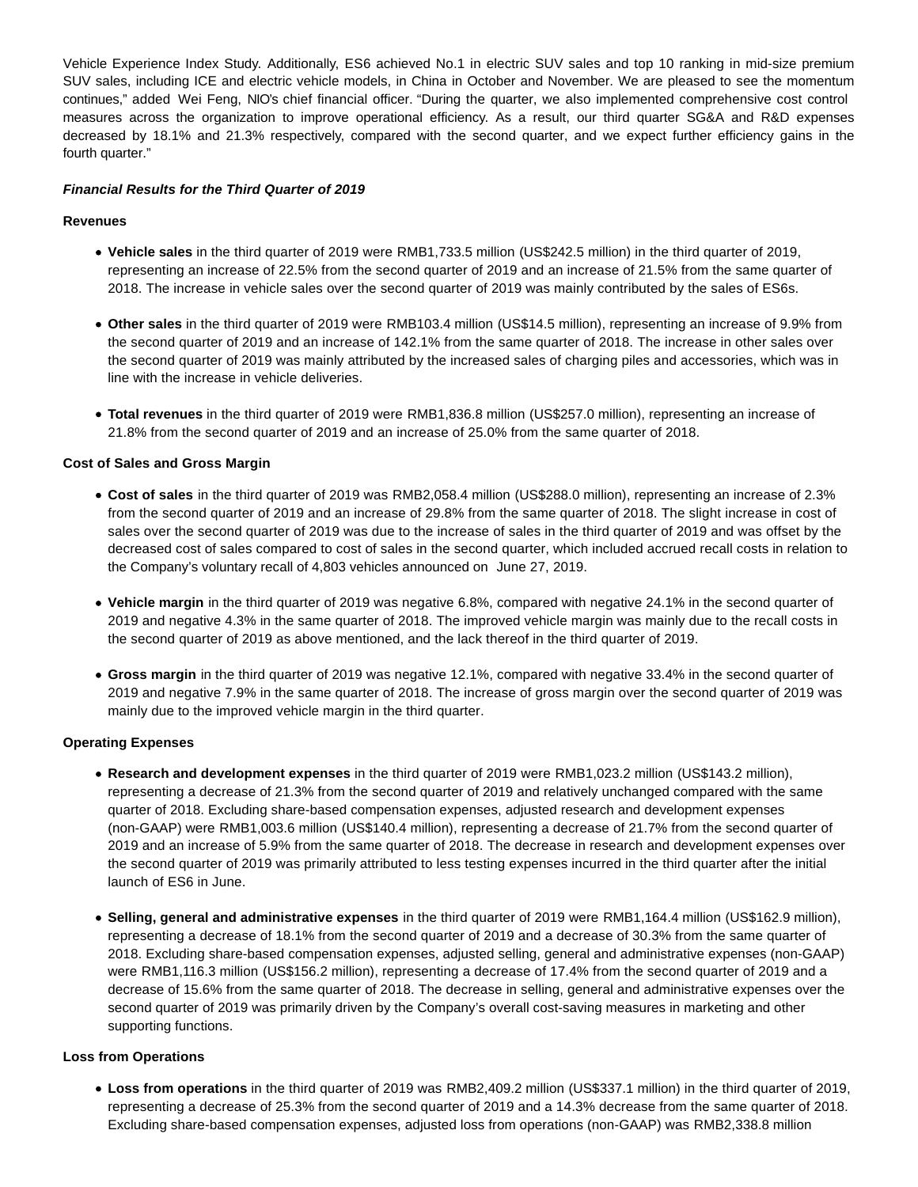Vehicle Experience Index Study. Additionally, ES6 achieved No.1 in electric SUV sales and top 10 ranking in mid-size premium SUV sales, including ICE and electric vehicle models, in China in October and November. We are pleased to see the momentum continues," added Wei Feng, NIO's chief financial officer. "During the quarter, we also implemented comprehensive cost control measures across the organization to improve operational efficiency. As a result, our third quarter SG&A and R&D expenses decreased by 18.1% and 21.3% respectively, compared with the second quarter, and we expect further efficiency gains in the fourth quarter."

***Financial Results for the Third Quarter of 2019***

**Revenues**

- **Vehicle sales** in the third quarter of 2019 were RMB1,733.5 million (US$242.5 million) in the third quarter of 2019, representing an increase of 22.5% from the second quarter of 2019 and an increase of 21.5% from the same quarter of 2018. The increase in vehicle sales over the second quarter of 2019 was mainly contributed by the sales of ES6s.

- **Other sales** in the third quarter of 2019 were RMB103.4 million (US$14.5 million), representing an increase of 9.9% from the second quarter of 2019 and an increase of 142.1% from the same quarter of 2018. The increase in other sales over the second quarter of 2019 was mainly attributed by the increased sales of charging piles and accessories, which was in line with the increase in vehicle deliveries.

- **Total revenues** in the third quarter of 2019 were RMB1,836.8 million (US$257.0 million), representing an increase of 21.8% from the second quarter of 2019 and an increase of 25.0% from the same quarter of 2018.

**Cost of Sales and Gross Margin**

- **Cost of sales** in the third quarter of 2019 was RMB2,058.4 million (US$288.0 million), representing an increase of 2.3% from the second quarter of 2019 and an increase of 29.8% from the same quarter of 2018. The slight increase in cost of sales over the second quarter of 2019 was due to the increase of sales in the third quarter of 2019 and was offset by the decreased cost of sales compared to cost of sales in the second quarter, which included accrued recall costs in relation to the Company's voluntary recall of 4,803 vehicles announced on June 27, 2019.

- **Vehicle margin** in the third quarter of 2019 was negative 6.8%, compared with negative 24.1% in the second quarter of 2019 and negative 4.3% in the same quarter of 2018. The improved vehicle margin was mainly due to the recall costs in the second quarter of 2019 as above mentioned, and the lack thereof in the third quarter of 2019.

- **Gross margin** in the third quarter of 2019 was negative 12.1%, compared with negative 33.4% in the second quarter of 2019 and negative 7.9% in the same quarter of 2018. The increase of gross margin over the second quarter of 2019 was mainly due to the improved vehicle margin in the third quarter.

**Operating Expenses**

- **Research and development expenses** in the third quarter of 2019 were RMB1,023.2 million (US$143.2 million), representing a decrease of 21.3% from the second quarter of 2019 and relatively unchanged compared with the same quarter of 2018. Excluding share-based compensation expenses, adjusted research and development expenses (non-GAAP) were RMB1,003.6 million (US$140.4 million), representing a decrease of 21.7% from the second quarter of 2019 and an increase of 5.9% from the same quarter of 2018. The decrease in research and development expenses over the second quarter of 2019 was primarily attributed to less testing expenses incurred in the third quarter after the initial launch of ES6 in June.

- **Selling, general and administrative expenses** in the third quarter of 2019 were RMB1,164.4 million (US$162.9 million), representing a decrease of 18.1% from the second quarter of 2019 and a decrease of 30.3% from the same quarter of 2018. Excluding share-based compensation expenses, adjusted selling, general and administrative expenses (non-GAAP) were RMB1,116.3 million (US$156.2 million), representing a decrease of 17.4% from the second quarter of 2019 and a decrease of 15.6% from the same quarter of 2018. The decrease in selling, general and administrative expenses over the second quarter of 2019 was primarily driven by the Company's overall cost-saving measures in marketing and other supporting functions.

**Loss from Operations**

- **Loss from operations** in the third quarter of 2019 was RMB2,409.2 million (US$337.1 million) in the third quarter of 2019, representing a decrease of 25.3% from the second quarter of 2019 and a 14.3% decrease from the same quarter of 2018. Excluding share-based compensation expenses, adjusted loss from operations (non-GAAP) was RMB2,338.8 million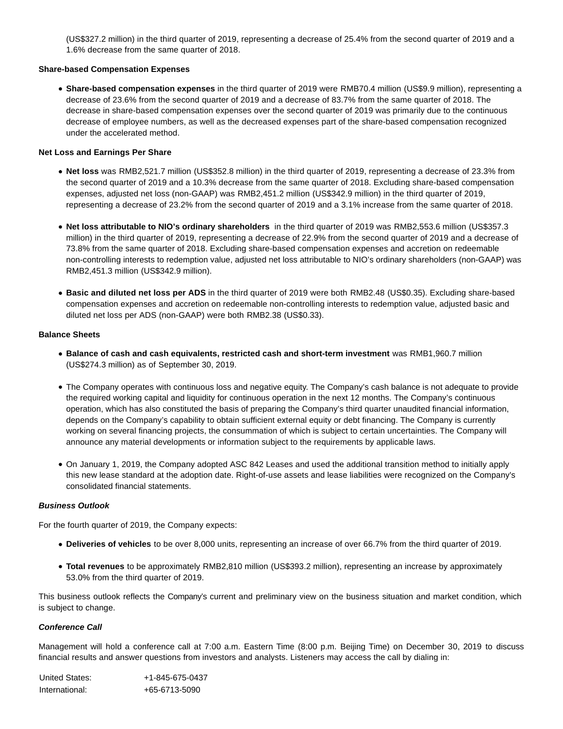(US$327.2 million) in the third quarter of 2019, representing a decrease of 25.4% from the second quarter of 2019 and a 1.6% decrease from the same quarter of 2018.

**Share-based Compensation Expenses**

- **Share-based compensation expenses** in the third quarter of 2019 were RMB70.4 million (US$9.9 million), representing a decrease of 23.6% from the second quarter of 2019 and a decrease of 83.7% from the same quarter of 2018. The decrease in share-based compensation expenses over the second quarter of 2019 was primarily due to the continuous decrease of employee numbers, as well as the decreased expenses part of the share-based compensation recognized under the accelerated method.

**Net Loss and Earnings Per Share**

- **Net loss** was RMB2,521.7 million (US$352.8 million) in the third quarter of 2019, representing a decrease of 23.3% from the second quarter of 2019 and a 10.3% decrease from the same quarter of 2018. Excluding share-based compensation expenses, adjusted net loss (non-GAAP) was RMB2,451.2 million (US$342.9 million) in the third quarter of 2019, representing a decrease of 23.2% from the second quarter of 2019 and a 3.1% increase from the same quarter of 2018.

- **Net loss attributable to NIO's ordinary shareholders** in the third quarter of 2019 was RMB2,553.6 million (US$357.3 million) in the third quarter of 2019, representing a decrease of 22.9% from the second quarter of 2019 and a decrease of 73.8% from the same quarter of 2018. Excluding share-based compensation expenses and accretion on redeemable non-controlling interests to redemption value, adjusted net loss attributable to NIO's ordinary shareholders (non-GAAP) was RMB2,451.3 million (US$342.9 million).

- **Basic and diluted net loss per ADS** in the third quarter of 2019 were both RMB2.48 (US$0.35). Excluding share-based compensation expenses and accretion on redeemable non-controlling interests to redemption value, adjusted basic and diluted net loss per ADS (non-GAAP) were both RMB2.38 (US$0.33).

**Balance Sheets**

- **Balance of cash and cash equivalents, restricted cash and short-term investment** was RMB1,960.7 million (US$274.3 million) as of September 30, 2019.

- The Company operates with continuous loss and negative equity. The Company's cash balance is not adequate to provide the required working capital and liquidity for continuous operation in the next 12 months. The Company's continuous operation, which has also constituted the basis of preparing the Company's third quarter unaudited financial information, depends on the Company's capability to obtain sufficient external equity or debt financing. The Company is currently working on several financing projects, the consummation of which is subject to certain uncertainties. The Company will announce any material developments or information subject to the requirements by applicable laws.

- On January 1, 2019, the Company adopted ASC 842 Leases and used the additional transition method to initially apply this new lease standard at the adoption date. Right-of-use assets and lease liabilities were recognized on the Company's consolidated financial statements.

***Business Outlook***

For the fourth quarter of 2019, the Company expects:

- **Deliveries of vehicles** to be over 8,000 units, representing an increase of over 66.7% from the third quarter of 2019.

- **Total revenues** to be approximately RMB2,810 million (US$393.2 million), representing an increase by approximately 53.0% from the third quarter of 2019.

This business outlook reflects the Company's current and preliminary view on the business situation and market condition, which is subject to change.

***Conference Call***

Management will hold a conference call at 7:00 a.m. Eastern Time (8:00 p.m. Beijing Time) on December 30, 2019 to discuss financial results and answer questions from investors and analysts. Listeners may access the call by dialing in:

| | |
|---|---|
| United States: | +1-845-675-0437 |
| International: | +65-6713-5090 |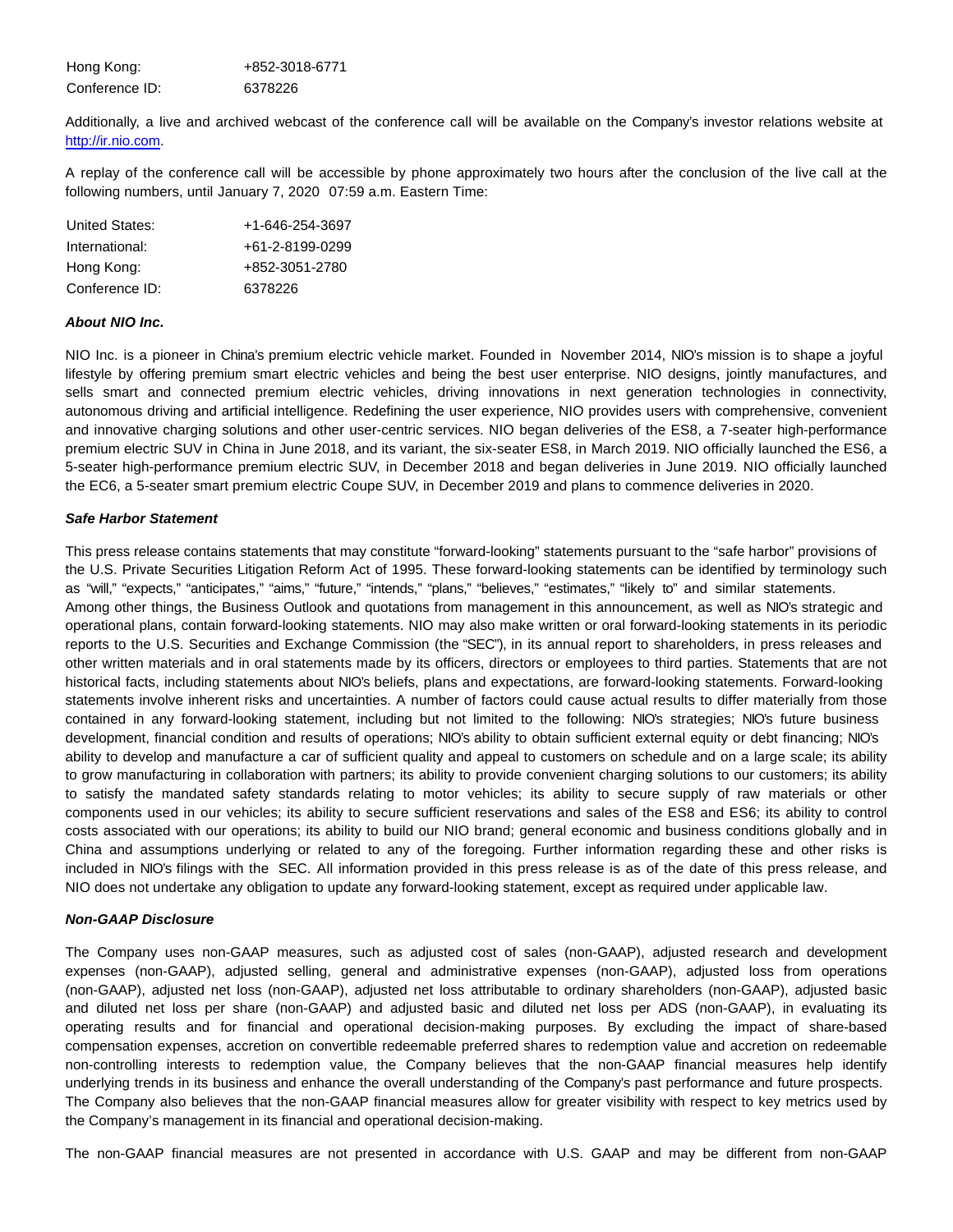| | |
|---|---|
| Hong Kong: | +852-3018-6771 |
| Conference ID: | 6378226 |

Additionally, a live and archived webcast of the conference call will be available on the Company's investor relations website at http://ir.nio.com.

A replay of the conference call will be accessible by phone approximately two hours after the conclusion of the live call at the following numbers, until January 7, 2020 07:59 a.m. Eastern Time:

| | |
|---|---|
| United States: | +1-646-254-3697 |
| International: | +61-2-8199-0299 |
| Hong Kong: | +852-3051-2780 |
| Conference ID: | 6378226 |

***About NIO Inc.***

NIO Inc. is a pioneer in China's premium electric vehicle market. Founded in November 2014, NIO's mission is to shape a joyful lifestyle by offering premium smart electric vehicles and being the best user enterprise. NIO designs, jointly manufactures, and sells smart and connected premium electric vehicles, driving innovations in next generation technologies in connectivity, autonomous driving and artificial intelligence. Redefining the user experience, NIO provides users with comprehensive, convenient and innovative charging solutions and other user-centric services. NIO began deliveries of the ES8, a 7-seater high-performance premium electric SUV in China in June 2018, and its variant, the six-seater ES8, in March 2019. NIO officially launched the ES6, a 5-seater high-performance premium electric SUV, in December 2018 and began deliveries in June 2019. NIO officially launched the EC6, a 5-seater smart premium electric Coupe SUV, in December 2019 and plans to commence deliveries in 2020.

***Safe Harbor Statement***

This press release contains statements that may constitute "forward-looking" statements pursuant to the "safe harbor" provisions of the U.S. Private Securities Litigation Reform Act of 1995. These forward-looking statements can be identified by terminology such as "will," "expects," "anticipates," "aims," "future," "intends," "plans," "believes," "estimates," "likely to" and similar statements. Among other things, the Business Outlook and quotations from management in this announcement, as well as NIO's strategic and operational plans, contain forward-looking statements. NIO may also make written or oral forward-looking statements in its periodic reports to the U.S. Securities and Exchange Commission (the "SEC"), in its annual report to shareholders, in press releases and other written materials and in oral statements made by its officers, directors or employees to third parties. Statements that are not historical facts, including statements about NIO's beliefs, plans and expectations, are forward-looking statements. Forward-looking statements involve inherent risks and uncertainties. A number of factors could cause actual results to differ materially from those contained in any forward-looking statement, including but not limited to the following: NIO's strategies; NIO's future business development, financial condition and results of operations; NIO's ability to obtain sufficient external equity or debt financing; NIO's ability to develop and manufacture a car of sufficient quality and appeal to customers on schedule and on a large scale; its ability to grow manufacturing in collaboration with partners; its ability to provide convenient charging solutions to our customers; its ability to satisfy the mandated safety standards relating to motor vehicles; its ability to secure supply of raw materials or other components used in our vehicles; its ability to secure sufficient reservations and sales of the ES8 and ES6; its ability to control costs associated with our operations; its ability to build our NIO brand; general economic and business conditions globally and in China and assumptions underlying or related to any of the foregoing. Further information regarding these and other risks is included in NIO's filings with the SEC. All information provided in this press release is as of the date of this press release, and NIO does not undertake any obligation to update any forward-looking statement, except as required under applicable law.

***Non-GAAP Disclosure***

The Company uses non-GAAP measures, such as adjusted cost of sales (non-GAAP), adjusted research and development expenses (non-GAAP), adjusted selling, general and administrative expenses (non-GAAP), adjusted loss from operations (non-GAAP), adjusted net loss (non-GAAP), adjusted net loss attributable to ordinary shareholders (non-GAAP), adjusted basic and diluted net loss per share (non-GAAP) and adjusted basic and diluted net loss per ADS (non-GAAP), in evaluating its operating results and for financial and operational decision-making purposes. By excluding the impact of share-based compensation expenses, accretion on convertible redeemable preferred shares to redemption value and accretion on redeemable non-controlling interests to redemption value, the Company believes that the non-GAAP financial measures help identify underlying trends in its business and enhance the overall understanding of the Company's past performance and future prospects. The Company also believes that the non-GAAP financial measures allow for greater visibility with respect to key metrics used by the Company's management in its financial and operational decision-making.

The non-GAAP financial measures are not presented in accordance with U.S. GAAP and may be different from non-GAAP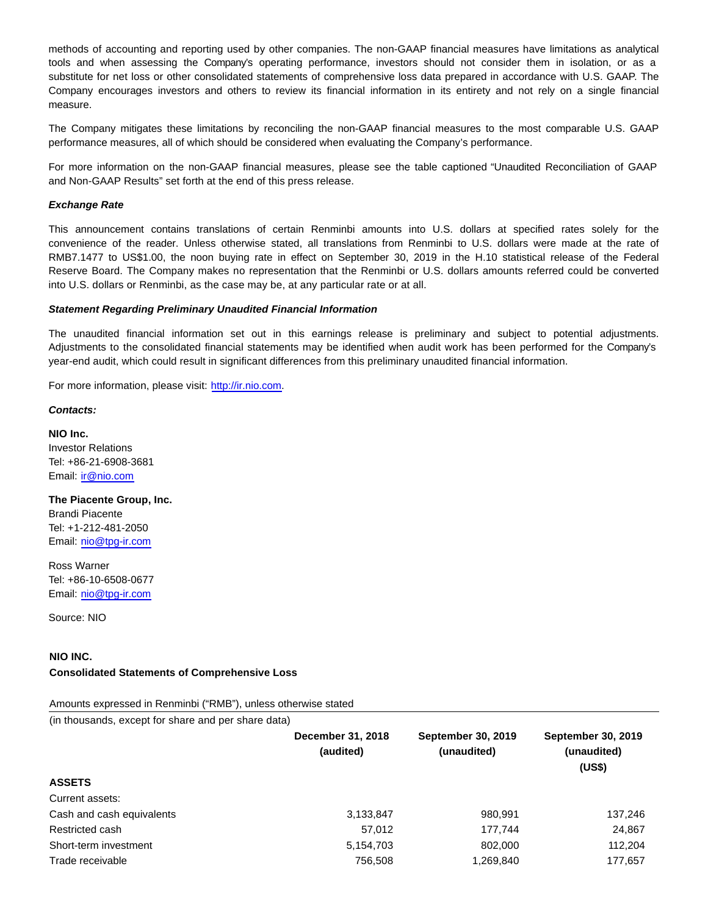methods of accounting and reporting used by other companies. The non-GAAP financial measures have limitations as analytical tools and when assessing the Company's operating performance, investors should not consider them in isolation, or as a substitute for net loss or other consolidated statements of comprehensive loss data prepared in accordance with U.S. GAAP. The Company encourages investors and others to review its financial information in its entirety and not rely on a single financial measure.

The Company mitigates these limitations by reconciling the non-GAAP financial measures to the most comparable U.S. GAAP performance measures, all of which should be considered when evaluating the Company's performance.

For more information on the non-GAAP financial measures, please see the table captioned "Unaudited Reconciliation of GAAP and Non-GAAP Results" set forth at the end of this press release.

***Exchange Rate***

This announcement contains translations of certain Renminbi amounts into U.S. dollars at specified rates solely for the convenience of the reader. Unless otherwise stated, all translations from Renminbi to U.S. dollars were made at the rate of RMB7.1477 to US$1.00, the noon buying rate in effect on September 30, 2019 in the H.10 statistical release of the Federal Reserve Board. The Company makes no representation that the Renminbi or U.S. dollars amounts referred could be converted into U.S. dollars or Renminbi, as the case may be, at any particular rate or at all.

***Statement Regarding Preliminary Unaudited Financial Information***

The unaudited financial information set out in this earnings release is preliminary and subject to potential adjustments. Adjustments to the consolidated financial statements may be identified when audit work has been performed for the Company's year-end audit, which could result in significant differences from this preliminary unaudited financial information.

For more information, please visit: http://ir.nio.com.

***Contacts:***

**NIO Inc.**
Investor Relations
Tel: +86-21-6908-3681
Email: ir@nio.com

**The Piacente Group, Inc.**
Brandi Piacente
Tel: +1-212-481-2050
Email: nio@tpg-ir.com

Ross Warner
Tel: +86-10-6508-0677
Email: nio@tpg-ir.com

Source: NIO

**NIO INC.**

**Consolidated Statements of Comprehensive Loss**

Amounts expressed in Renminbi ("RMB"), unless otherwise stated

| (in thousands, except for share and per share data) | December 31, 2018 (audited) | September 30, 2019 (unaudited) | September 30, 2019 (unaudited) (US$) |
|---|---|---|---|
| **ASSETS** | | | |
| Current assets: | | | |
| Cash and cash equivalents | 3,133,847 | 980,991 | 137,246 |
| Restricted cash | 57,012 | 177,744 | 24,867 |
| Short-term investment | 5,154,703 | 802,000 | 112,204 |
| Trade receivable | 756,508 | 1,269,840 | 177,657 |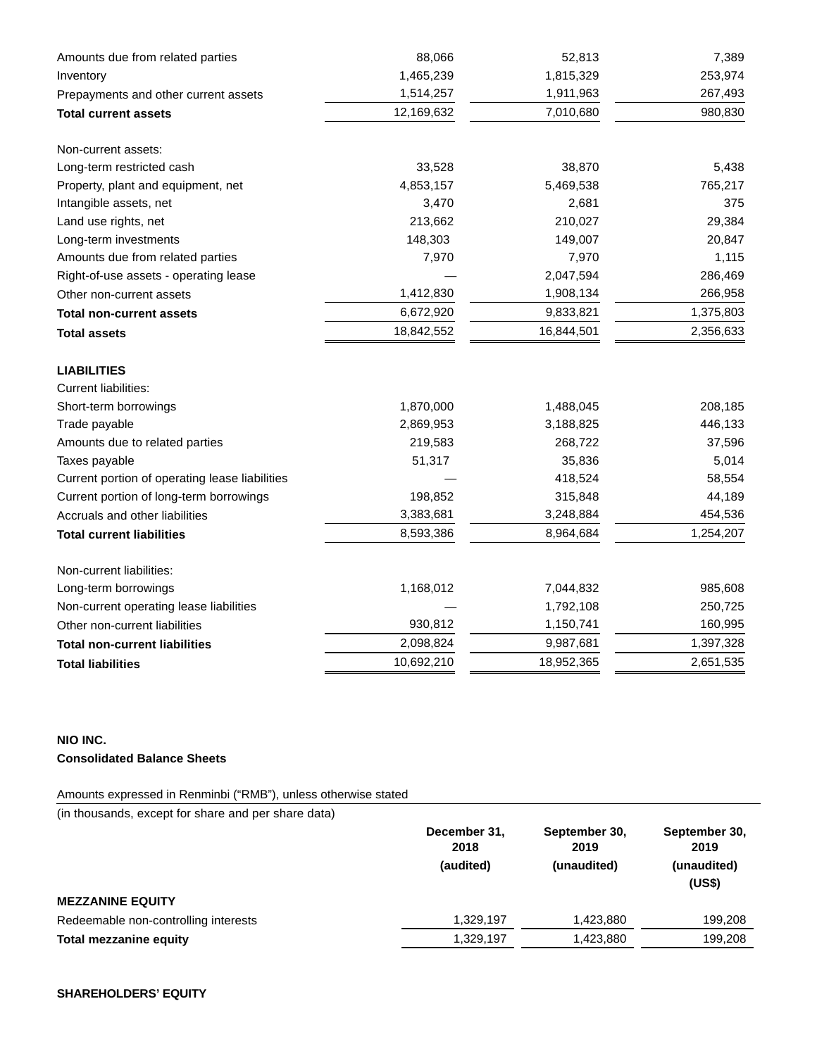| | | | |
|---|---|---|---|
| Amounts due from related parties | 88,066 | 52,813 | 7,389 |
| Inventory | 1,465,239 | 1,815,329 | 253,974 |
| Prepayments and other current assets | 1,514,257 | 1,911,963 | 267,493 |
| **Total current assets** | 12,169,632 | 7,010,680 | 980,830 |
| Non-current assets: | | | |
| Long-term restricted cash | 33,528 | 38,870 | 5,438 |
| Property, plant and equipment, net | 4,853,157 | 5,469,538 | 765,217 |
| Intangible assets, net | 3,470 | 2,681 | 375 |
| Land use rights, net | 213,662 | 210,027 | 29,384 |
| Long-term investments | 148,303 | 149,007 | 20,847 |
| Amounts due from related parties | 7,970 | 7,970 | 1,115 |
| Right-of-use assets - operating lease | — | 2,047,594 | 286,469 |
| Other non-current assets | 1,412,830 | 1,908,134 | 266,958 |
| **Total non-current assets** | 6,672,920 | 9,833,821 | 1,375,803 |
| **Total assets** | 18,842,552 | 16,844,501 | 2,356,633 |
| **LIABILITIES** | | | |
| Current liabilities: | | | |
| Short-term borrowings | 1,870,000 | 1,488,045 | 208,185 |
| Trade payable | 2,869,953 | 3,188,825 | 446,133 |
| Amounts due to related parties | 219,583 | 268,722 | 37,596 |
| Taxes payable | 51,317 | 35,836 | 5,014 |
| Current portion of operating lease liabilities | — | 418,524 | 58,554 |
| Current portion of long-term borrowings | 198,852 | 315,848 | 44,189 |
| Accruals and other liabilities | 3,383,681 | 3,248,884 | 454,536 |
| **Total current liabilities** | 8,593,386 | 8,964,684 | 1,254,207 |
| Non-current liabilities: | | | |
| Long-term borrowings | 1,168,012 | 7,044,832 | 985,608 |
| Non-current operating lease liabilities | — | 1,792,108 | 250,725 |
| Other non-current liabilities | 930,812 | 1,150,741 | 160,995 |
| **Total non-current liabilities** | 2,098,824 | 9,987,681 | 1,397,328 |
| **Total liabilities** | 10,692,210 | 18,952,365 | 2,651,535 |

**NIO INC.**

**Consolidated Balance Sheets**

Amounts expressed in Renminbi ("RMB"), unless otherwise stated

(in thousands, except for share and per share data)

| | December 31, 2018 (audited) | September 30, 2019 (unaudited) | September 30, 2019 (unaudited) (US$) |
|---|---|---|---|
| **MEZZANINE EQUITY** | | | |
| Redeemable non-controlling interests | 1,329,197 | 1,423,880 | 199,208 |
| **Total mezzanine equity** | 1,329,197 | 1,423,880 | 199,208 |

**SHAREHOLDERS' EQUITY**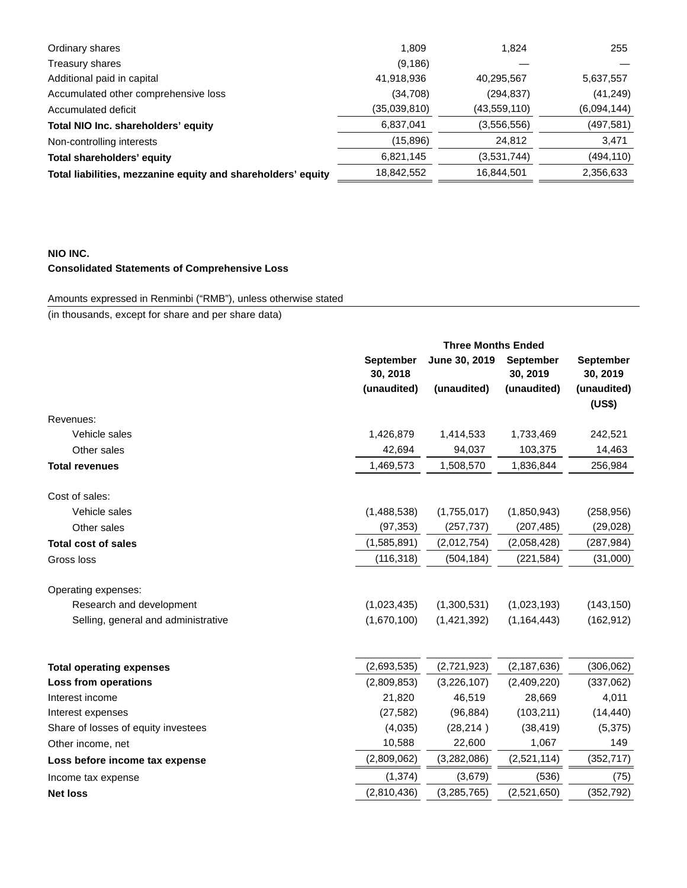| | | | |
|---|---|---|---|
| Ordinary shares | 1,809 | 1,824 | 255 |
| Treasury shares | (9,186) | — | — |
| Additional paid in capital | 41,918,936 | 40,295,567 | 5,637,557 |
| Accumulated other comprehensive loss | (34,708) | (294,837) | (41,249) |
| Accumulated deficit | (35,039,810) | (43,559,110) | (6,094,144) |
| **Total NIO Inc. shareholders' equity** | 6,837,041 | (3,556,556) | (497,581) |
| Non-controlling interests | (15,896) | 24,812 | 3,471 |
| **Total shareholders' equity** | 6,821,145 | (3,531,744) | (494,110) |
| **Total liabilities, mezzanine equity and shareholders' equity** | 18,842,552 | 16,844,501 | 2,356,633 |

**NIO INC.**

**Consolidated Statements of Comprehensive Loss**

Amounts expressed in Renminbi ("RMB"), unless otherwise stated

(in thousands, except for share and per share data)

| | Three Months Ended | | | |
|---|---|---|---|---|
| | September 30, 2018 (unaudited) | June 30, 2019 (unaudited) | September 30, 2019 (unaudited) | September 30, 2019 (unaudited) (US$) |
| Revenues: | | | | |
| Vehicle sales | 1,426,879 | 1,414,533 | 1,733,469 | 242,521 |
| Other sales | 42,694 | 94,037 | 103,375 | 14,463 |
| **Total revenues** | 1,469,573 | 1,508,570 | 1,836,844 | 256,984 |
| Cost of sales: | | | | |
| Vehicle sales | (1,488,538) | (1,755,017) | (1,850,943) | (258,956) |
| Other sales | (97,353) | (257,737) | (207,485) | (29,028) |
| **Total cost of sales** | (1,585,891) | (2,012,754) | (2,058,428) | (287,984) |
| Gross loss | (116,318) | (504,184) | (221,584) | (31,000) |
| Operating expenses: | | | | |
| Research and development | (1,023,435) | (1,300,531) | (1,023,193) | (143,150) |
| Selling, general and administrative | (1,670,100) | (1,421,392) | (1,164,443) | (162,912) |
| **Total operating expenses** | (2,693,535) | (2,721,923) | (2,187,636) | (306,062) |
| **Loss from operations** | (2,809,853) | (3,226,107) | (2,409,220) | (337,062) |
| Interest income | 21,820 | 46,519 | 28,669 | 4,011 |
| Interest expenses | (27,582) | (96,884) | (103,211) | (14,440) |
| Share of losses of equity investees | (4,035) | (28,214 ) | (38,419) | (5,375) |
| Other income, net | 10,588 | 22,600 | 1,067 | 149 |
| **Loss before income tax expense** | (2,809,062) | (3,282,086) | (2,521,114) | (352,717) |
| Income tax expense | (1,374) | (3,679) | (536) | (75) |
| **Net loss** | (2,810,436) | (3,285,765) | (2,521,650) | (352,792) |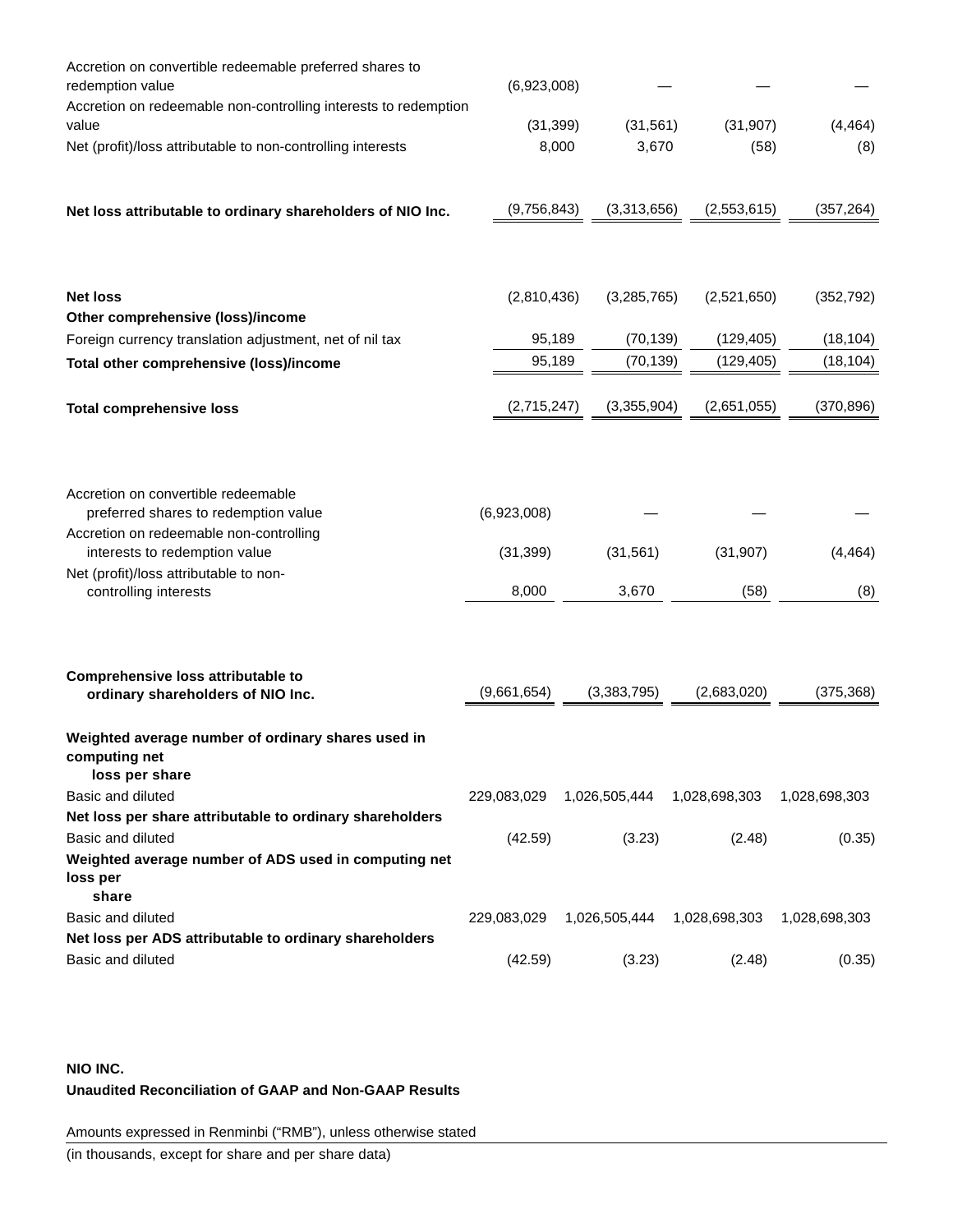| | | | | |
|---|---|---|---|---|
| Accretion on convertible redeemable preferred shares to redemption value | (6,923,008) | — | — | — |
| Accretion on redeemable non-controlling interests to redemption value | (31,399) | (31,561) | (31,907) | (4,464) |
| Net (profit)/loss attributable to non-controlling interests | 8,000 | 3,670 | (58) | (8) |
| **Net loss attributable to ordinary shareholders of NIO Inc.** | (9,756,843) | (3,313,656) | (2,553,615) | (357,264) |
| **Net loss** | (2,810,436) | (3,285,765) | (2,521,650) | (352,792) |
| **Other comprehensive (loss)/income** | | | | |
| Foreign currency translation adjustment, net of nil tax | 95,189 | (70,139) | (129,405) | (18,104) |
| **Total other comprehensive (loss)/income** | 95,189 | (70,139) | (129,405) | (18,104) |
| **Total comprehensive loss** | (2,715,247) | (3,355,904) | (2,651,055) | (370,896) |
| Accretion on convertible redeemable preferred shares to redemption value | (6,923,008) | — | — | — |
| Accretion on redeemable non-controlling interests to redemption value | (31,399) | (31,561) | (31,907) | (4,464) |
| Net (profit)/loss attributable to non-controlling interests | 8,000 | 3,670 | (58) | (8) |
| **Comprehensive loss attributable to ordinary shareholders of NIO Inc.** | (9,661,654) | (3,383,795) | (2,683,020) | (375,368) |
| **Weighted average number of ordinary shares used in computing net loss per share** | | | | |
| Basic and diluted | 229,083,029 | 1,026,505,444 | 1,028,698,303 | 1,028,698,303 |
| **Net loss per share attributable to ordinary shareholders** | | | | |
| Basic and diluted | (42.59) | (3.23) | (2.48) | (0.35) |
| **Weighted average number of ADS used in computing net loss per share** | | | | |
| Basic and diluted | 229,083,029 | 1,026,505,444 | 1,028,698,303 | 1,028,698,303 |
| **Net loss per ADS attributable to ordinary shareholders** | | | | |
| Basic and diluted | (42.59) | (3.23) | (2.48) | (0.35) |

**NIO INC.**

**Unaudited Reconciliation of GAAP and Non-GAAP Results**

Amounts expressed in Renminbi ("RMB"), unless otherwise stated

(in thousands, except for share and per share data)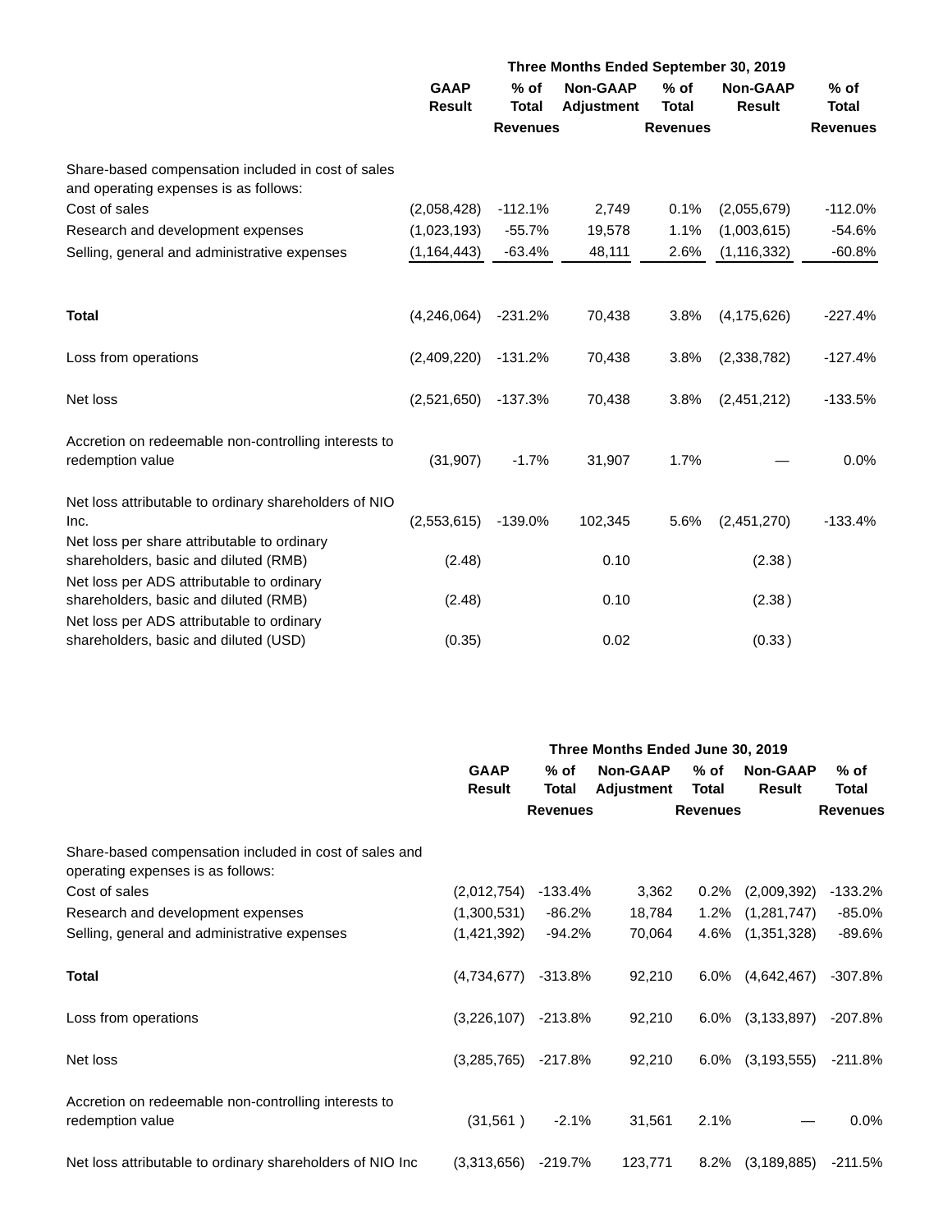| | Three Months Ended September 30, 2019 | | | | | |
|---|---|---|---|---|---|---|
| | GAAP Result | % of Total Revenues | Non-GAAP Adjustment | % of Total Revenues | Non-GAAP Result | % of Total Revenues |
| Share-based compensation included in cost of sales and operating expenses is as follows: | | | | | | |
| Cost of sales | (2,058,428) | -112.1% | 2,749 | 0.1% | (2,055,679) | -112.0% |
| Research and development expenses | (1,023,193) | -55.7% | 19,578 | 1.1% | (1,003,615) | -54.6% |
| Selling, general and administrative expenses | (1,164,443) | -63.4% | 48,111 | 2.6% | (1,116,332) | -60.8% |
| **Total** | (4,246,064) | -231.2% | 70,438 | 3.8% | (4,175,626) | -227.4% |
| Loss from operations | (2,409,220) | -131.2% | 70,438 | 3.8% | (2,338,782) | -127.4% |
| Net loss | (2,521,650) | -137.3% | 70,438 | 3.8% | (2,451,212) | -133.5% |
| Accretion on redeemable non-controlling interests to redemption value | (31,907) | -1.7% | 31,907 | 1.7% | — | 0.0% |
| Net loss attributable to ordinary shareholders of NIO Inc. | (2,553,615) | -139.0% | 102,345 | 5.6% | (2,451,270) | -133.4% |
| Net loss per share attributable to ordinary shareholders, basic and diluted (RMB) | (2.48) | | 0.10 | | (2.38) | |
| Net loss per ADS attributable to ordinary shareholders, basic and diluted (RMB) | (2.48) | | 0.10 | | (2.38) | |
| Net loss per ADS attributable to ordinary shareholders, basic and diluted (USD) | (0.35) | | 0.02 | | (0.33) | |

| | Three Months Ended June 30, 2019 | | | | | |
|---|---|---|---|---|---|---|
| | GAAP Result | % of Total Revenues | Non-GAAP Adjustment | % of Total Revenues | Non-GAAP Result | % of Total Revenues |
| Share-based compensation included in cost of sales and operating expenses is as follows: | | | | | | |
| Cost of sales | (2,012,754) | -133.4% | 3,362 | 0.2% | (2,009,392) | -133.2% |
| Research and development expenses | (1,300,531) | -86.2% | 18,784 | 1.2% | (1,281,747) | -85.0% |
| Selling, general and administrative expenses | (1,421,392) | -94.2% | 70,064 | 4.6% | (1,351,328) | -89.6% |
| **Total** | (4,734,677) | -313.8% | 92,210 | 6.0% | (4,642,467) | -307.8% |
| Loss from operations | (3,226,107) | -213.8% | 92,210 | 6.0% | (3,133,897) | -207.8% |
| Net loss | (3,285,765) | -217.8% | 92,210 | 6.0% | (3,193,555) | -211.8% |
| Accretion on redeemable non-controlling interests to redemption value | (31,561) | -2.1% | 31,561 | 2.1% | — | 0.0% |
| Net loss attributable to ordinary shareholders of NIO Inc | (3,313,656) | -219.7% | 123,771 | 8.2% | (3,189,885) | -211.5% |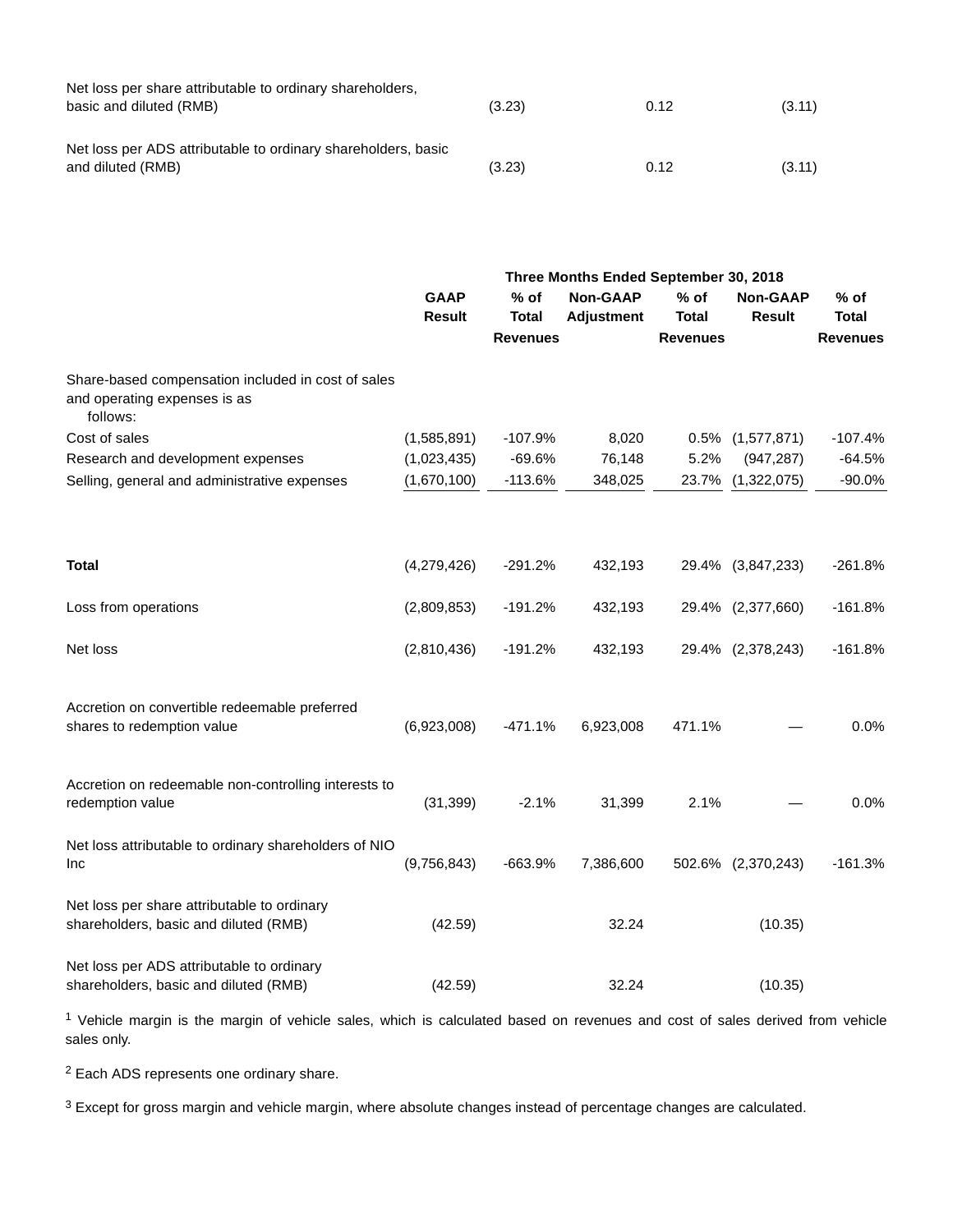| | | | |
|---|---|---|---|
| Net loss per share attributable to ordinary shareholders, basic and diluted (RMB) | (3.23) | 0.12 | (3.11) |
| Net loss per ADS attributable to ordinary shareholders, basic and diluted (RMB) | (3.23) | 0.12 | (3.11) |

| | Three Months Ended September 30, 2018 | | | | | |
|---|---|---|---|---|---|---|
| | GAAP Result | % of Total Revenues | Non-GAAP Adjustment | % of Total Revenues | Non-GAAP Result | % of Total Revenues |
| Share-based compensation included in cost of sales and operating expenses is as follows: | | | | | | |
| Cost of sales | (1,585,891) | -107.9% | 8,020 | 0.5% | (1,577,871) | -107.4% |
| Research and development expenses | (1,023,435) | -69.6% | 76,148 | 5.2% | (947,287) | -64.5% |
| Selling, general and administrative expenses | (1,670,100) | -113.6% | 348,025 | 23.7% | (1,322,075) | -90.0% |
| **Total** | (4,279,426) | -291.2% | 432,193 | 29.4% | (3,847,233) | -261.8% |
| Loss from operations | (2,809,853) | -191.2% | 432,193 | 29.4% | (2,377,660) | -161.8% |
| Net loss | (2,810,436) | -191.2% | 432,193 | 29.4% | (2,378,243) | -161.8% |
| Accretion on convertible redeemable preferred shares to redemption value | (6,923,008) | -471.1% | 6,923,008 | 471.1% | — | 0.0% |
| Accretion on redeemable non-controlling interests to redemption value | (31,399) | -2.1% | 31,399 | 2.1% | — | 0.0% |
| Net loss attributable to ordinary shareholders of NIO Inc | (9,756,843) | -663.9% | 7,386,600 | 502.6% | (2,370,243) | -161.3% |
| Net loss per share attributable to ordinary shareholders, basic and diluted (RMB) | (42.59) | | 32.24 | | (10.35) | |
| Net loss per ADS attributable to ordinary shareholders, basic and diluted (RMB) | (42.59) | | 32.24 | | (10.35) | |

[1] Vehicle margin is the margin of vehicle sales, which is calculated based on revenues and cost of sales derived from vehicle sales only.

[2] Each ADS represents one ordinary share.

[3] Except for gross margin and vehicle margin, where absolute changes instead of percentage changes are calculated.